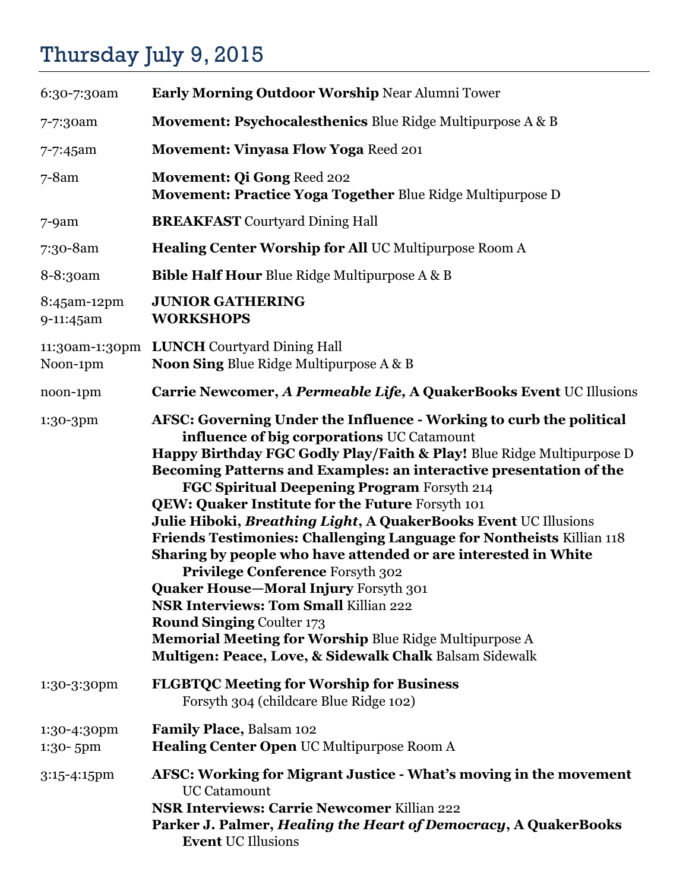# Thursday July 9, 2015

| | |
|---|---|
| 6:30-7:30am | **Early Morning Outdoor Worship** Near Alumni Tower |
| 7-7:30am | **Movement: Psychocalesthenics** Blue Ridge Multipurpose A & B |
| 7-7:45am | **Movement: Vinyasa Flow Yoga** Reed 201 |
| 7-8am | **Movement: Qi Gong** Reed 202<br>**Movement: Practice Yoga Together** Blue Ridge Multipurpose D |
| 7-9am | **BREAKFAST** Courtyard Dining Hall |
| 7:30-8am | **Healing Center Worship for All** UC Multipurpose Room A |
| 8-8:30am | **Bible Half Hour** Blue Ridge Multipurpose A & B |
| 8:45am-12pm<br>9-11:45am | **JUNIOR GATHERING**<br>**WORKSHOPS** |
| 11:30am-1:30pm<br>Noon-1pm | **LUNCH** Courtyard Dining Hall<br>**Noon Sing** Blue Ridge Multipurpose A & B |
| noon-1pm | **Carrie Newcomer, *A Permeable Life*, A QuakerBooks Event** UC Illusions |
| 1:30-3pm | **AFSC: Governing Under the Influence - Working to curb the political influence of big corporations** UC Catamount<br>**Happy Birthday FGC Godly Play/Faith & Play!** Blue Ridge Multipurpose D<br>**Becoming Patterns and Examples: an interactive presentation of the FGC Spiritual Deepening Program** Forsyth 214<br>**QEW: Quaker Institute for the Future** Forsyth 101<br>**Julie Hiboki, *Breathing Light*, A QuakerBooks Event** UC Illusions<br>**Friends Testimonies: Challenging Language for Nontheists** Killian 118<br>**Sharing by people who have attended or are interested in White Privilege Conference** Forsyth 302<br>**Quaker House—Moral Injury** Forsyth 301<br>**NSR Interviews: Tom Small** Killian 222<br>**Round Singing** Coulter 173<br>**Memorial Meeting for Worship** Blue Ridge Multipurpose A<br>**Multigen: Peace, Love, & Sidewalk Chalk** Balsam Sidewalk |
| 1:30-3:30pm | **FLGBTQC Meeting for Worship for Business**<br>Forsyth 304 (childcare Blue Ridge 102) |
| 1:30-4:30pm<br>1:30- 5pm | **Family Place,** Balsam 102<br>**Healing Center Open** UC Multipurpose Room A |
| 3:15-4:15pm | **AFSC: Working for Migrant Justice - What's moving in the movement** UC Catamount<br>**NSR Interviews: Carrie Newcomer** Killian 222<br>**Parker J. Palmer, *Healing the Heart of Democracy*, A QuakerBooks Event** UC Illusions |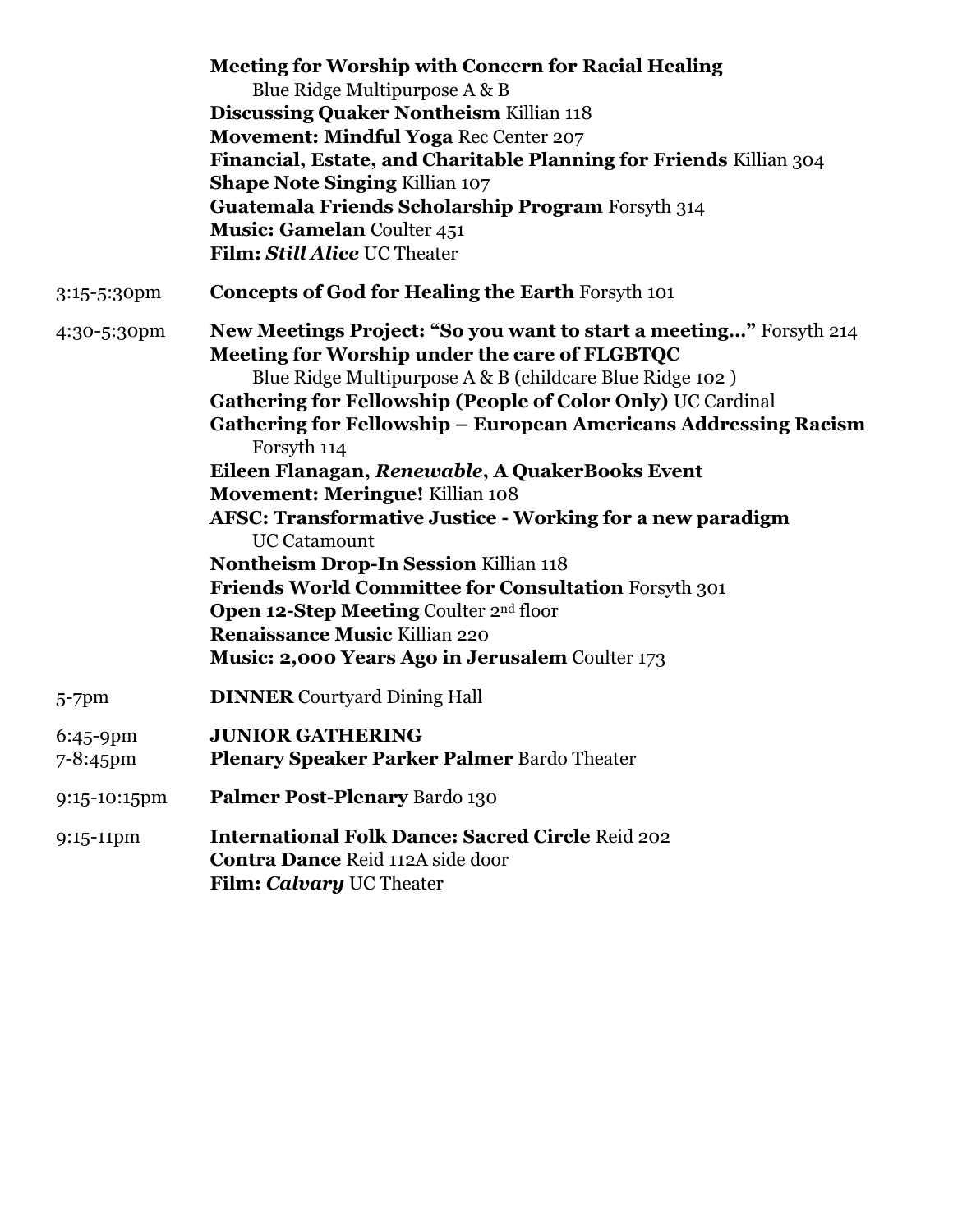**Meeting for Worship with Concern for Racial Healing**
Blue Ridge Multipurpose A & B
**Discussing Quaker Nontheism** Killian 118
**Movement: Mindful Yoga** Rec Center 207
**Financial, Estate, and Charitable Planning for Friends** Killian 304
**Shape Note Singing** Killian 107
**Guatemala Friends Scholarship Program** Forsyth 314
**Music: Gamelan** Coulter 451
**Film: *Still Alice*** UC Theater

3:15-5:30pm **Concepts of God for Healing the Earth** Forsyth 101

4:30-5:30pm **New Meetings Project: "So you want to start a meeting…"** Forsyth 214
**Meeting for Worship under the care of FLGBTQC**
Blue Ridge Multipurpose A & B (childcare Blue Ridge 102 )
**Gathering for Fellowship (People of Color Only)** UC Cardinal
**Gathering for Fellowship – European Americans Addressing Racism**
Forsyth 114
**Eileen Flanagan, *Renewable*, A QuakerBooks Event**
**Movement: Meringue!** Killian 108
**AFSC: Transformative Justice - Working for a new paradigm**
UC Catamount
**Nontheism Drop-In Session** Killian 118
**Friends World Committee for Consultation** Forsyth 301
**Open 12-Step Meeting** Coulter 2nd floor
**Renaissance Music** Killian 220
**Music: 2,000 Years Ago in Jerusalem** Coulter 173

5-7pm **DINNER** Courtyard Dining Hall

6:45-9pm **JUNIOR GATHERING**
7-8:45pm **Plenary Speaker Parker Palmer** Bardo Theater

9:15-10:15pm **Palmer Post-Plenary** Bardo 130

9:15-11pm **International Folk Dance: Sacred Circle** Reid 202
**Contra Dance** Reid 112A side door
**Film: *Calvary*** UC Theater